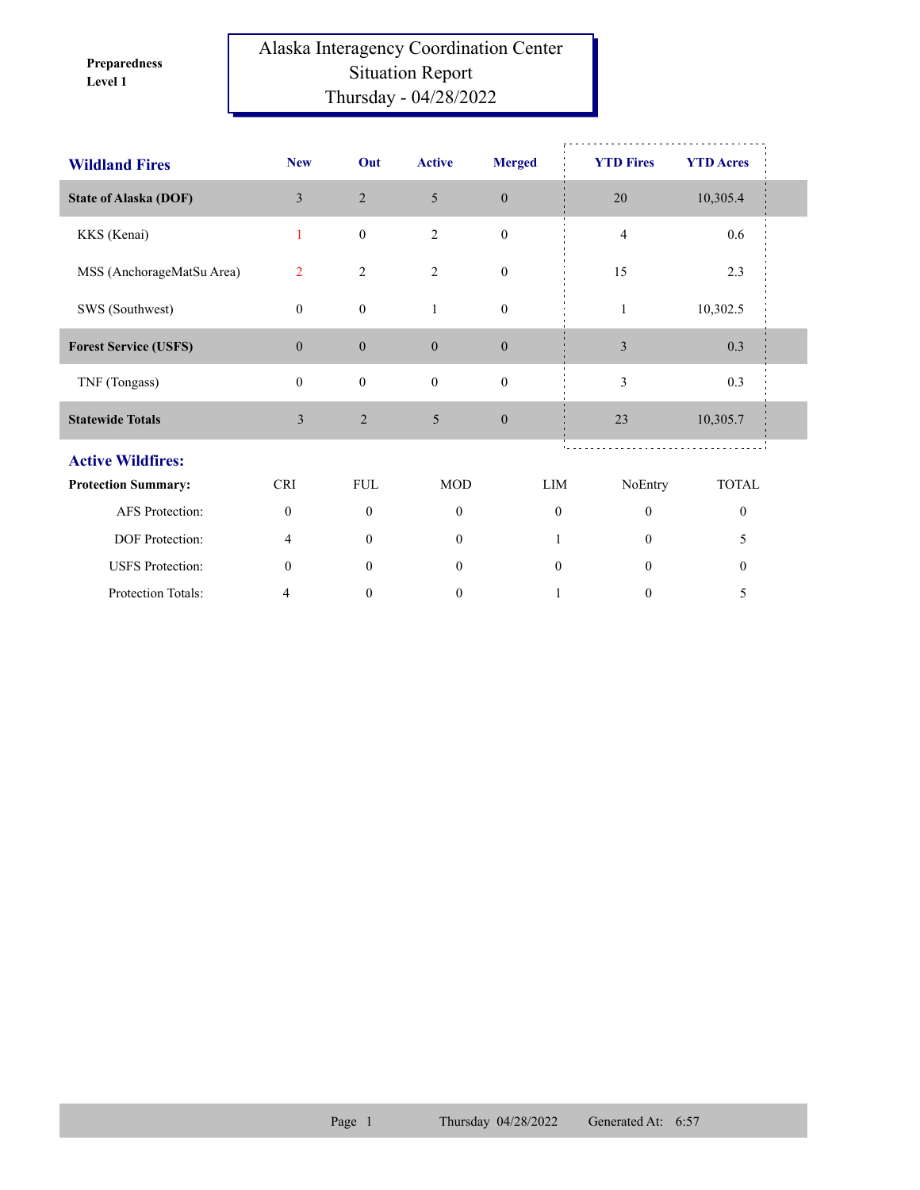**Preparedness Level 1**

# Alaska Interagency Coordination Center Situation Report Thursday - 04/28/2022

## Wildland Fires

| Wildland Fires | New | Out | Active | Merged | YTD Fires | YTD Acres |
|---|---|---|---|---|---|---|
| **State of Alaska (DOF)** | 3 | 2 | 5 | 0 | 20 | 10,305.4 |
| KKS (Kenai) | 1 | 0 | 2 | 0 | 4 | 0.6 |
| MSS (AnchorageMatSu Area) | 2 | 2 | 2 | 0 | 15 | 2.3 |
| SWS (Southwest) | 0 | 0 | 1 | 0 | 1 | 10,302.5 |
| **Forest Service (USFS)** | 0 | 0 | 0 | 0 | 3 | 0.3 |
| TNF (Tongass) | 0 | 0 | 0 | 0 | 3 | 0.3 |
| **Statewide Totals** | 3 | 2 | 5 | 0 | 23 | 10,305.7 |

## Active Wildfires:

| Protection Summary: | CRI | FUL | MOD | LIM | NoEntry | TOTAL |
|---|---|---|---|---|---|---|
| AFS Protection: | 0 | 0 | 0 | 0 | 0 | 0 |
| DOF Protection: | 4 | 0 | 0 | 1 | 0 | 5 |
| USFS Protection: | 0 | 0 | 0 | 0 | 0 | 0 |
| Protection Totals: | 4 | 0 | 0 | 1 | 0 | 5 |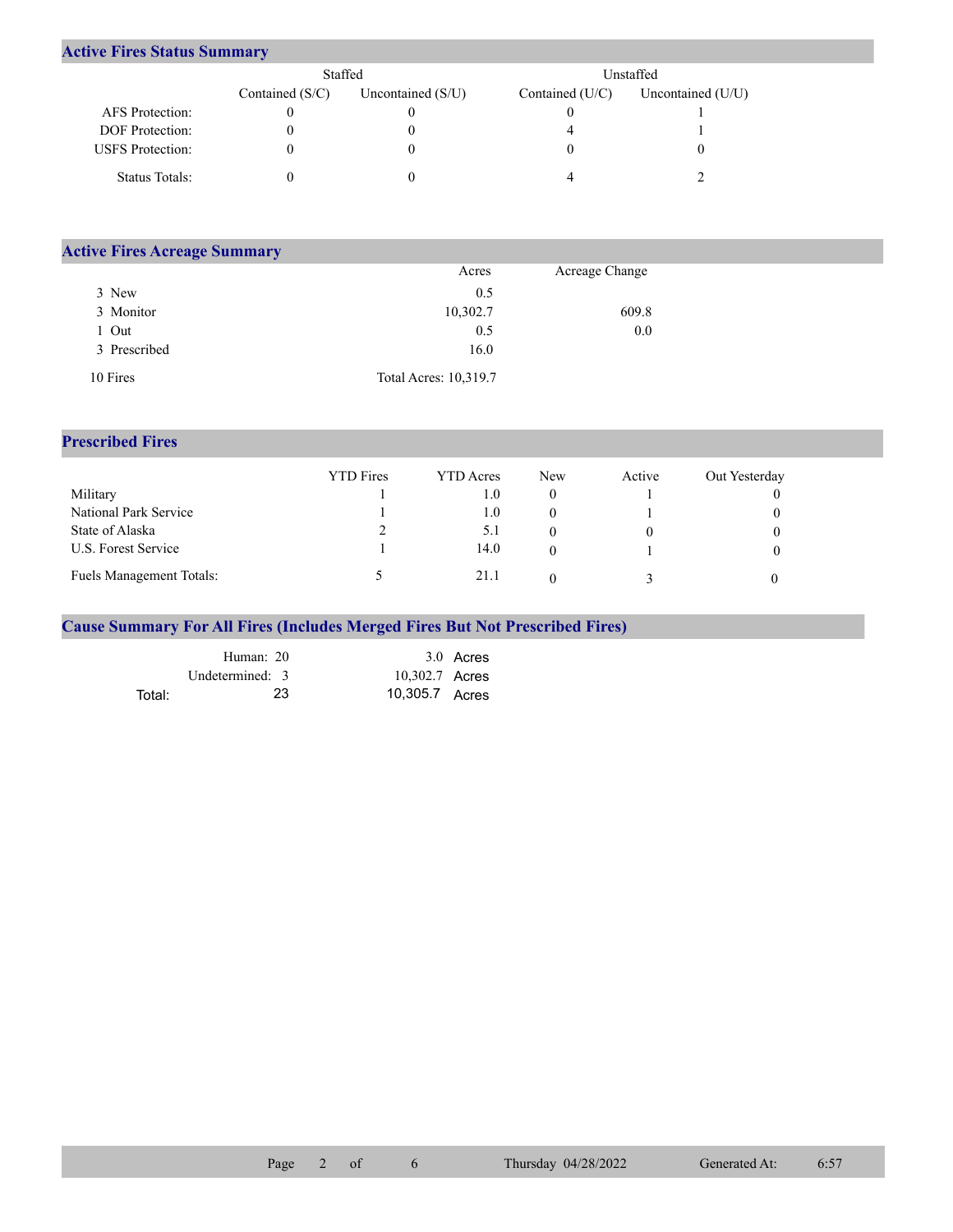## Active Fires Status Summary

| | Staffed | | Unstaffed | |
|---|---|---|---|---|
| | Contained (S/C) | Uncontained (S/U) | Contained (U/C) | Uncontained (U/U) |
| AFS Protection: | 0 | 0 | 0 | 1 |
| DOF Protection: | 0 | 0 | 4 | 1 |
| USFS Protection: | 0 | 0 | 0 | 0 |
| Status Totals: | 0 | 0 | 4 | 2 |

## Active Fires Acreage Summary

| | Acres | Acreage Change |
|---|---|---|
| 3 New | 0.5 | |
| 3 Monitor | 10,302.7 | 609.8 |
| 1 Out | 0.5 | 0.0 |
| 3 Prescribed | 16.0 | |
| 10 Fires | Total Acres: 10,319.7 | |

## Prescribed Fires

| | YTD Fires | YTD Acres | New | Active | Out Yesterday |
|---|---|---|---|---|---|
| Military | 1 | 1.0 | 0 | 1 | 0 |
| National Park Service | 1 | 1.0 | 0 | 1 | 0 |
| State of Alaska | 2 | 5.1 | 0 | 0 | 0 |
| U.S. Forest Service | 1 | 14.0 | 0 | 1 | 0 |
| Fuels Management Totals: | 5 | 21.1 | 0 | 3 | 0 |

## Cause Summary For All Fires (Includes Merged Fires But Not Prescribed Fires)

| | | |
|---|---|---|
| Human: | 20 | 3.0 Acres |
| Undetermined: | 3 | 10,302.7 Acres |
| Total: | 23 | 10,305.7 Acres |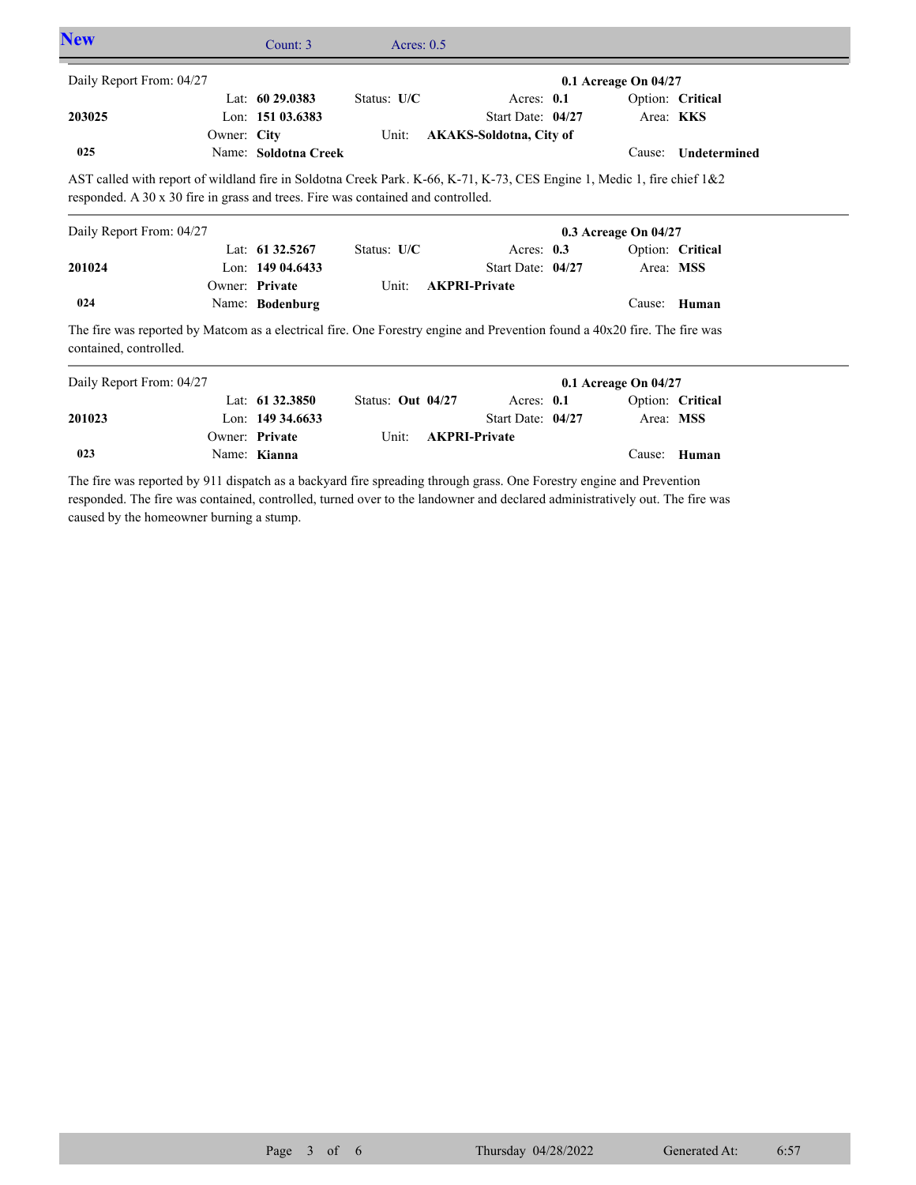## New

Count: 3 Acres: 0.5

---

Daily Report From: 04/27 **0.1 Acreage On 04/27**

| | | | | |
|---|---|---|---|---|
| | Lat: **60 29.0383** | Status: **U/C** | Acres: **0.1** | Option: **Critical** |
| **203025** | Lon: **151 03.6383** | | Start Date: **04/27** | Area: **KKS** |
| | Owner: **City** | Unit: **AKAKS-Soldotna, City of** | | |
| **025** | Name: **Soldotna Creek** | | | Cause: **Undetermined** |

AST called with report of wildland fire in Soldotna Creek Park. K-66, K-71, K-73, CES Engine 1, Medic 1, fire chief 1&2 responded. A 30 x 30 fire in grass and trees. Fire was contained and controlled.

---

Daily Report From: 04/27 **0.3 Acreage On 04/27**

| | | | | |
|---|---|---|---|---|
| | Lat: **61 32.5267** | Status: **U/C** | Acres: **0.3** | Option: **Critical** |
| **201024** | Lon: **149 04.6433** | | Start Date: **04/27** | Area: **MSS** |
| | Owner: **Private** | Unit: **AKPRI-Private** | | |
| **024** | Name: **Bodenburg** | | | Cause: **Human** |

The fire was reported by Matcom as a electrical fire. One Forestry engine and Prevention found a 40x20 fire. The fire was contained, controlled.

---

Daily Report From: 04/27 **0.1 Acreage On 04/27**

| | | | | |
|---|---|---|---|---|
| | Lat: **61 32.3850** | Status: **Out 04/27** | Acres: **0.1** | Option: **Critical** |
| **201023** | Lon: **149 34.6633** | | Start Date: **04/27** | Area: **MSS** |
| | Owner: **Private** | Unit: **AKPRI-Private** | | |
| **023** | Name: **Kianna** | | | Cause: **Human** |

The fire was reported by 911 dispatch as a backyard fire spreading through grass. One Forestry engine and Prevention responded. The fire was contained, controlled, turned over to the landowner and declared administratively out. The fire was caused by the homeowner burning a stump.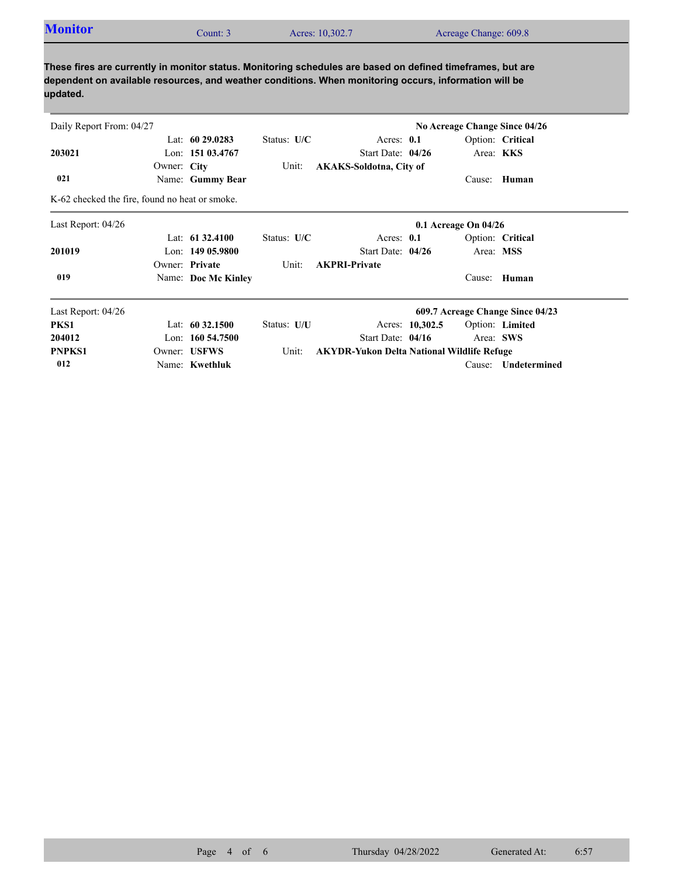## Monitor

Count: 3 | Acres: 10,302.7 | Acreage Change: 609.8

**These fires are currently in monitor status. Monitoring schedules are based on defined timeframes, but are dependent on available resources, and weather conditions. When monitoring occurs, information will be updated.**

---

Daily Report From: 04/27 — **No Acreage Change Since 04/26**

| | | | | |
|---|---|---|---|---|
| | Lat: **60 29.0283** | Status: **U/C** | Acres: **0.1** | Option: **Critical** |
| **203021** | Lon: **151 03.4767** | | Start Date: **04/26** | Area: **KKS** |
| | Owner: **City** | Unit: | **AKAKS-Soldotna, City of** | |
| **021** | Name: **Gummy Bear** | | | Cause: **Human** |

K-62 checked the fire, found no heat or smoke.

---

Last Report: 04/26 — **0.1 Acreage On 04/26**

| | | | | |
|---|---|---|---|---|
| | Lat: **61 32.4100** | Status: **U/C** | Acres: **0.1** | Option: **Critical** |
| **201019** | Lon: **149 05.9800** | | Start Date: **04/26** | Area: **MSS** |
| | Owner: **Private** | Unit: | **AKPRI-Private** | |
| **019** | Name: **Doc Mc Kinley** | | | Cause: **Human** |

---

Last Report: 04/26 — **609.7 Acreage Change Since 04/23**

| | | | | |
|---|---|---|---|---|
| **PKS1** | Lat: **60 32.1500** | Status: **U/U** | Acres: **10,302.5** | Option: **Limited** |
| **204012** | Lon: **160 54.7500** | | Start Date: **04/16** | Area: **SWS** |
| **PNPKS1** | Owner: **USFWS** | Unit: | **AKYDR-Yukon Delta National Wildlife Refuge** | |
| **012** | Name: **Kwethluk** | | | Cause: **Undetermined** |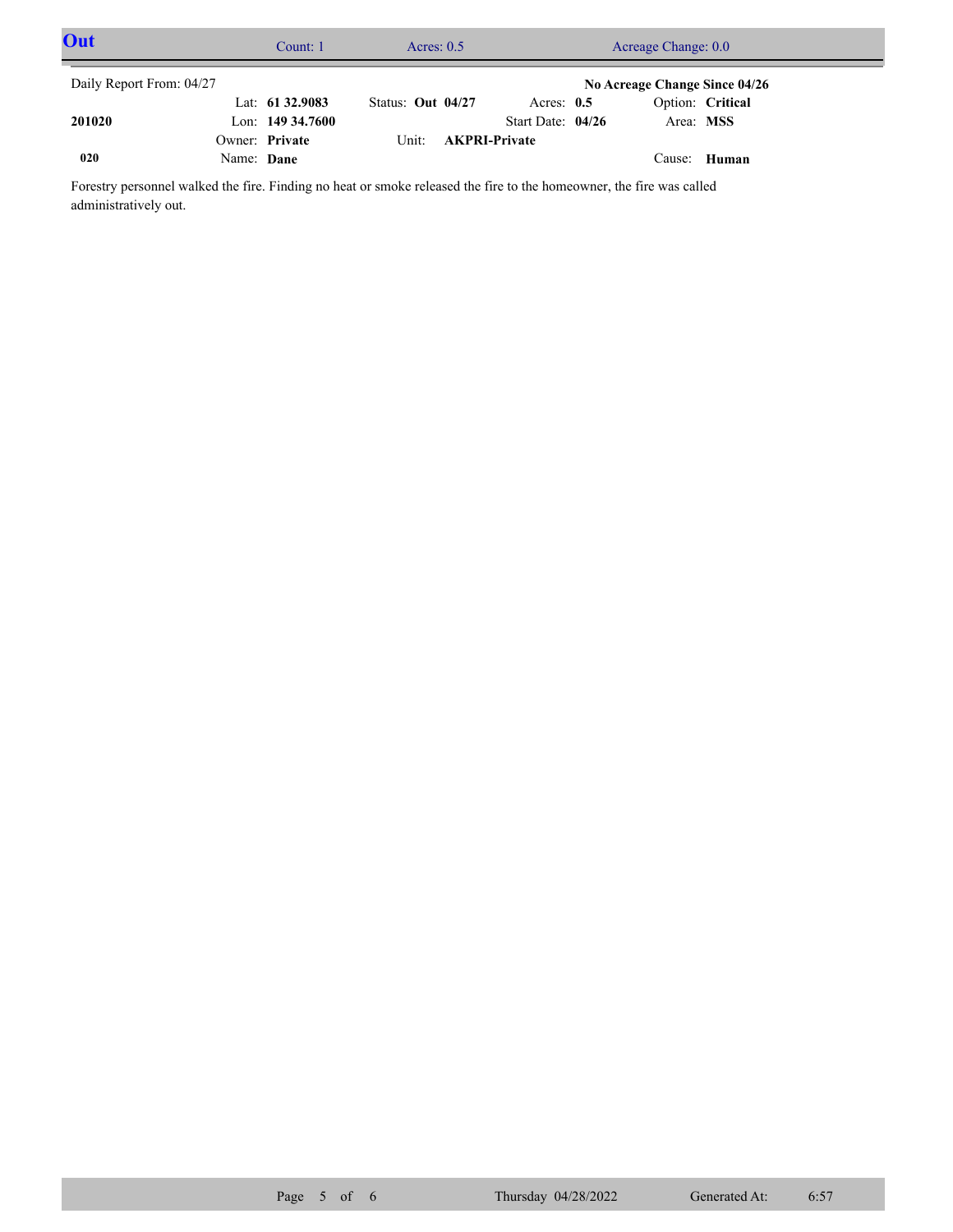# Out

Count: 1 | Acres: 0.5 | Acreage Change: 0.0

Daily Report From: 04/27 **No Acreage Change Since 04/26**

| | | | | |
|---|---|---|---|---|
| | Lat: **61 32.9083** | Status: **Out 04/27** | Acres: **0.5** | Option: **Critical** |
| **201020** | Lon: **149 34.7600** | | Start Date: **04/26** | Area: **MSS** |
| | Owner: **Private** | Unit: **AKPRI-Private** | | |
| **020** | Name: **Dane** | | | Cause: **Human** |

Forestry personnel walked the fire. Finding no heat or smoke released the fire to the homeowner, the fire was called administratively out.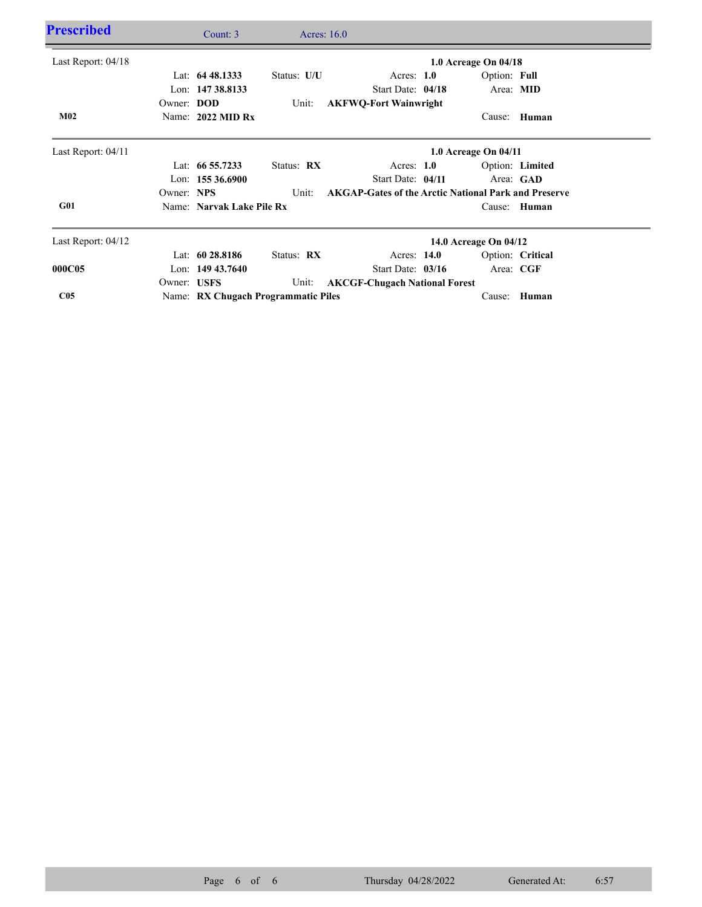## Prescribed

Count: 3 Acres: 16.0

---

Last Report: 04/18

**1.0 Acreage On 04/18**

| | | | |
|---|---|---|---|
| Lat: **64 48.1333** | Status: **U/U** | Acres: **1.0** | Option: **Full** |
| Lon: **147 38.8133** | | Start Date: **04/18** | Area: **MID** |
| Owner: **DOD** | Unit: **AKFWQ-Fort Wainwright** | | |
| Name: **2022 MID Rx** | | | Cause: **Human** |

**M02**

---

Last Report: 04/11

**1.0 Acreage On 04/11**

| | | | |
|---|---|---|---|
| Lat: **66 55.7233** | Status: **RX** | Acres: **1.0** | Option: **Limited** |
| Lon: **155 36.6900** | | Start Date: **04/11** | Area: **GAD** |
| Owner: **NPS** | Unit: **AKGAP-Gates of the Arctic National Park and Preserve** | | |
| Name: **Narvak Lake Pile Rx** | | | Cause: **Human** |

**G01**

---

Last Report: 04/12

**14.0 Acreage On 04/12**

**000C05**

| | | | |
|---|---|---|---|
| Lat: **60 28.8186** | Status: **RX** | Acres: **14.0** | Option: **Critical** |
| Lon: **149 43.7640** | | Start Date: **03/16** | Area: **CGF** |
| Owner: **USFS** | Unit: **AKCGF-Chugach National Forest** | | |
| Name: **RX Chugach Programmatic Piles** | | | Cause: **Human** |

**C05**

Thursday 04/28/2022 Generated At: 6:57